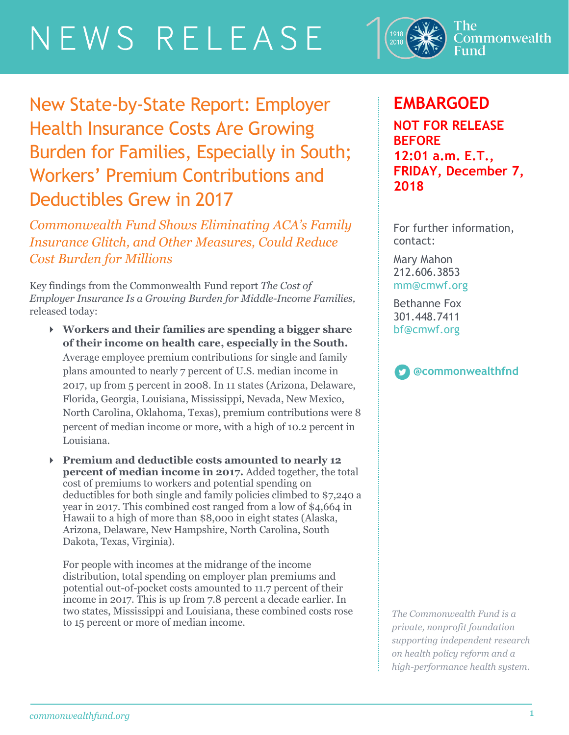# NEWS RELEASE

The Commonwealth Fund

## New State-by-State Report: Employer Health Insurance Costs Are Growing Burden for Families, Especially in South; Workers' Premium Contributions and Deductibles Grew in 2017

*Commonwealth Fund Shows Eliminating ACA's Family Insurance Glitch, and Other Measures, Could Reduce Cost Burden for Millions*

**EMBARGOED**

**NOT FOR RELEASE BEFORE 12:01 a.m. E.T., FRIDAY, December 7, 2018**

For further information, contact:

Mary Mahon
212.606.3853
mm@cmwf.org

Bethanne Fox
301.448.7411
bf@cmwf.org

@commonwealthfnd

*The Commonwealth Fund is a private, nonprofit foundation supporting independent research on health policy reform and a high-performance health system.*

Key findings from the Commonwealth Fund report *The Cost of Employer Insurance Is a Growing Burden for Middle-Income Families,* released today:

- **Workers and their families are spending a bigger share of their income on health care, especially in the South.** Average employee premium contributions for single and family plans amounted to nearly 7 percent of U.S. median income in 2017, up from 5 percent in 2008. In 11 states (Arizona, Delaware, Florida, Georgia, Louisiana, Mississippi, Nevada, New Mexico, North Carolina, Oklahoma, Texas), premium contributions were 8 percent of median income or more, with a high of 10.2 percent in Louisiana.

- **Premium and deductible costs amounted to nearly 12 percent of median income in 2017.** Added together, the total cost of premiums to workers and potential spending on deductibles for both single and family policies climbed to $7,240 a year in 2017. This combined cost ranged from a low of $4,664 in Hawaii to a high of more than $8,000 in eight states (Alaska, Arizona, Delaware, New Hampshire, North Carolina, South Dakota, Texas, Virginia).

  For people with incomes at the midrange of the income distribution, total spending on employer plan premiums and potential out-of-pocket costs amounted to 11.7 percent of their income in 2017. This is up from 7.8 percent a decade earlier. In two states, Mississippi and Louisiana, these combined costs rose to 15 percent or more of median income.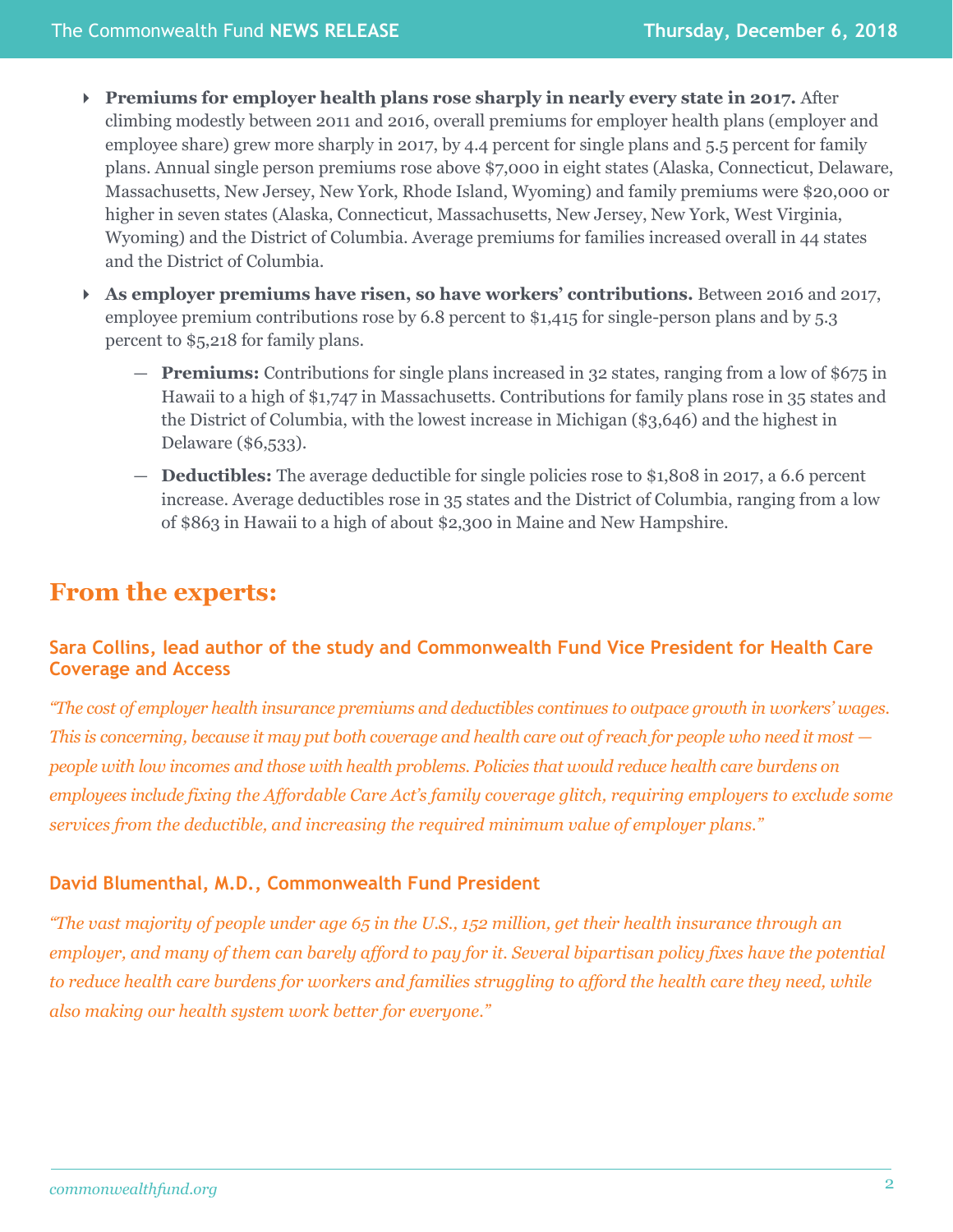- **Premiums for employer health plans rose sharply in nearly every state in 2017.** After climbing modestly between 2011 and 2016, overall premiums for employer health plans (employer and employee share) grew more sharply in 2017, by 4.4 percent for single plans and 5.5 percent for family plans. Annual single person premiums rose above $7,000 in eight states (Alaska, Connecticut, Delaware, Massachusetts, New Jersey, New York, Rhode Island, Wyoming) and family premiums were $20,000 or higher in seven states (Alaska, Connecticut, Massachusetts, New Jersey, New York, West Virginia, Wyoming) and the District of Columbia. Average premiums for families increased overall in 44 states and the District of Columbia.
- **As employer premiums have risen, so have workers' contributions.** Between 2016 and 2017, employee premium contributions rose by 6.8 percent to $1,415 for single-person plans and by 5.3 percent to $5,218 for family plans.
  - **Premiums:** Contributions for single plans increased in 32 states, ranging from a low of $675 in Hawaii to a high of $1,747 in Massachusetts. Contributions for family plans rose in 35 states and the District of Columbia, with the lowest increase in Michigan ($3,646) and the highest in Delaware ($6,533).
  - **Deductibles:** The average deductible for single policies rose to $1,808 in 2017, a 6.6 percent increase. Average deductibles rose in 35 states and the District of Columbia, ranging from a low of $863 in Hawaii to a high of about $2,300 in Maine and New Hampshire.

## From the experts:

### Sara Collins, lead author of the study and Commonwealth Fund Vice President for Health Care Coverage and Access

*"The cost of employer health insurance premiums and deductibles continues to outpace growth in workers' wages. This is concerning, because it may put both coverage and health care out of reach for people who need it most — people with low incomes and those with health problems. Policies that would reduce health care burdens on employees include fixing the Affordable Care Act's family coverage glitch, requiring employers to exclude some services from the deductible, and increasing the required minimum value of employer plans."*

### David Blumenthal, M.D., Commonwealth Fund President

*"The vast majority of people under age 65 in the U.S., 152 million, get their health insurance through an employer, and many of them can barely afford to pay for it. Several bipartisan policy fixes have the potential to reduce health care burdens for workers and families struggling to afford the health care they need, while also making our health system work better for everyone."*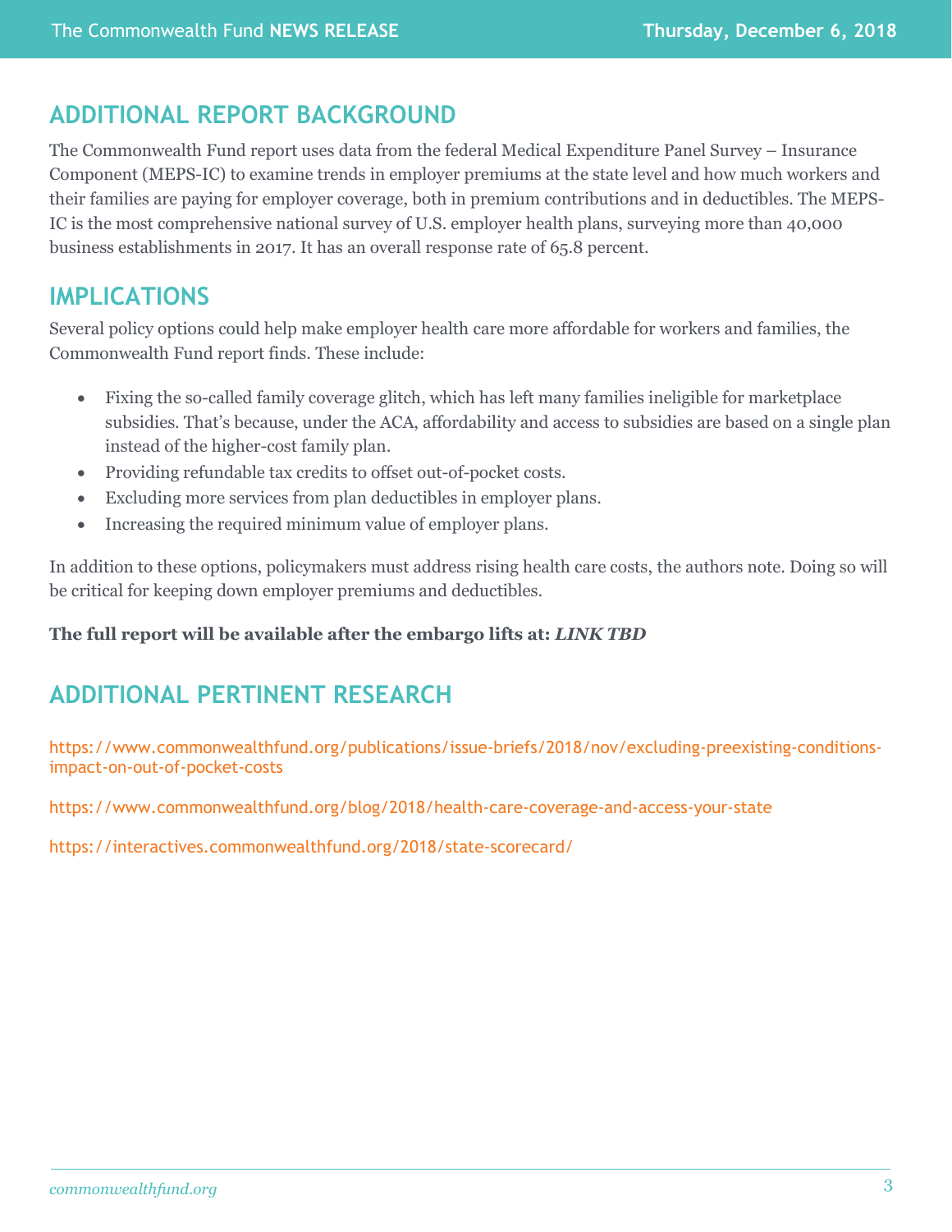## ADDITIONAL REPORT BACKGROUND

The Commonwealth Fund report uses data from the federal Medical Expenditure Panel Survey – Insurance Component (MEPS-IC) to examine trends in employer premiums at the state level and how much workers and their families are paying for employer coverage, both in premium contributions and in deductibles. The MEPS-IC is the most comprehensive national survey of U.S. employer health plans, surveying more than 40,000 business establishments in 2017. It has an overall response rate of 65.8 percent.

## IMPLICATIONS

Several policy options could help make employer health care more affordable for workers and families, the Commonwealth Fund report finds. These include:

- Fixing the so-called family coverage glitch, which has left many families ineligible for marketplace subsidies. That's because, under the ACA, affordability and access to subsidies are based on a single plan instead of the higher-cost family plan.
- Providing refundable tax credits to offset out-of-pocket costs.
- Excluding more services from plan deductibles in employer plans.
- Increasing the required minimum value of employer plans.

In addition to these options, policymakers must address rising health care costs, the authors note. Doing so will be critical for keeping down employer premiums and deductibles.

**The full report will be available after the embargo lifts at: *LINK TBD***

## ADDITIONAL PERTINENT RESEARCH

https://www.commonwealthfund.org/publications/issue-briefs/2018/nov/excluding-preexisting-conditions-impact-on-out-of-pocket-costs

https://www.commonwealthfund.org/blog/2018/health-care-coverage-and-access-your-state

https://interactives.commonwealthfund.org/2018/state-scorecard/